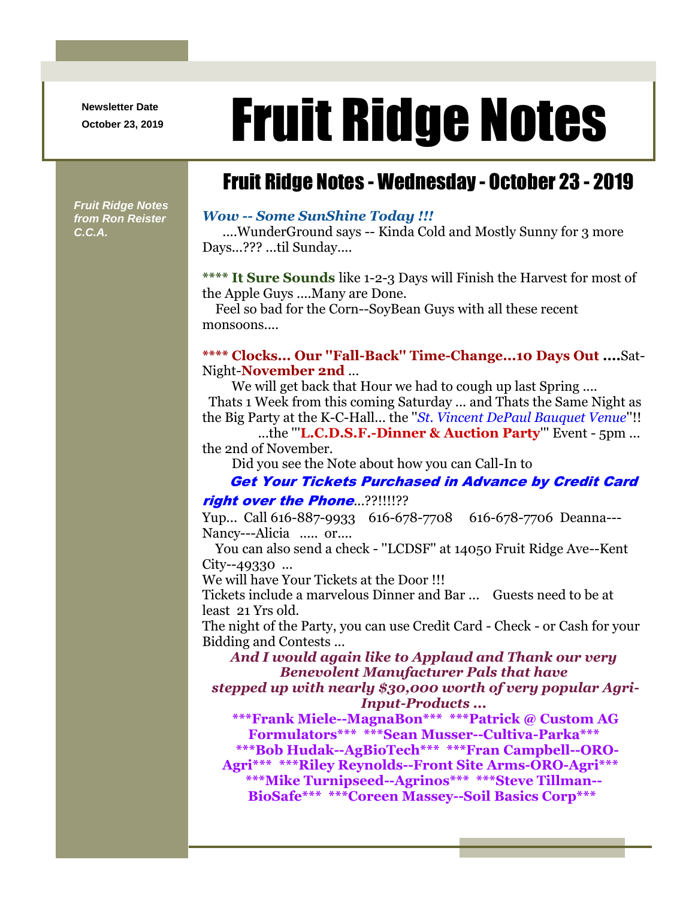Newsletter Date
October 23, 2019

# Fruit Ridge Notes

*Fruit Ridge Notes from Ron Reister C.C.A.*

## Fruit Ridge Notes - Wednesday - October 23 - 2019

***Wow -- Some SunShine Today !!!***

....WunderGround says -- Kinda Cold and Mostly Sunny for 3 more Days...??? ...til Sunday....

**\*\*\*\* It Sure Sounds** like 1-2-3 Days will Finish the Harvest for most of the Apple Guys ....Many are Done.

Feel so bad for the Corn--SoyBean Guys with all these recent monsoons....

**\*\*\*\* Clocks... Our "Fall-Back" Time-Change...10 Days Out ....**Sat-Night-**November 2nd** ...

We will get back that Hour we had to cough up last Spring ....

Thats 1 Week from this coming Saturday ... and Thats the Same Night as the Big Party at the K-C-Hall... the "*St. Vincent DePaul Bauquet Venue*"!!

...the "'**L.C.D.S.F.-Dinner & Auction Party**'" Event - 5pm ... the 2nd of November.

Did you see the Note about how you can Call-In to

***Get Your Tickets Purchased in Advance by Credit Card right over the Phone***...??!!!!??

Yup... Call 616-887-9933 616-678-7708 616-678-7706 Deanna---Nancy---Alicia ..... or....

You can also send a check - "LCDSF" at 14050 Fruit Ridge Ave--Kent City--49330 ...

We will have Your Tickets at the Door !!!

Tickets include a marvelous Dinner and Bar ... Guests need to be at least 21 Yrs old.

The night of the Party, you can use Credit Card - Check - or Cash for your Bidding and Contests ...

***And I would again like to Applaud and Thank our very Benevolent Manufacturer Pals that have stepped up with nearly $30,000 worth of very popular Agri-Input-Products ...***

**\*\*\*Frank Miele--MagnaBon\*\*\* \*\*\*Patrick @ Custom AG Formulators\*\*\* \*\*\*Sean Musser--Cultiva-Parka\*\*\* \*\*\*Bob Hudak--AgBioTech\*\*\* \*\*\*Fran Campbell--ORO-Agri\*\*\* \*\*\*Riley Reynolds--Front Site Arms-ORO-Agri\*\*\* \*\*\*Mike Turnipseed--Agrinos\*\*\* \*\*\*Steve Tillman--BioSafe\*\*\* \*\*\*Coreen Massey--Soil Basics Corp\*\*\***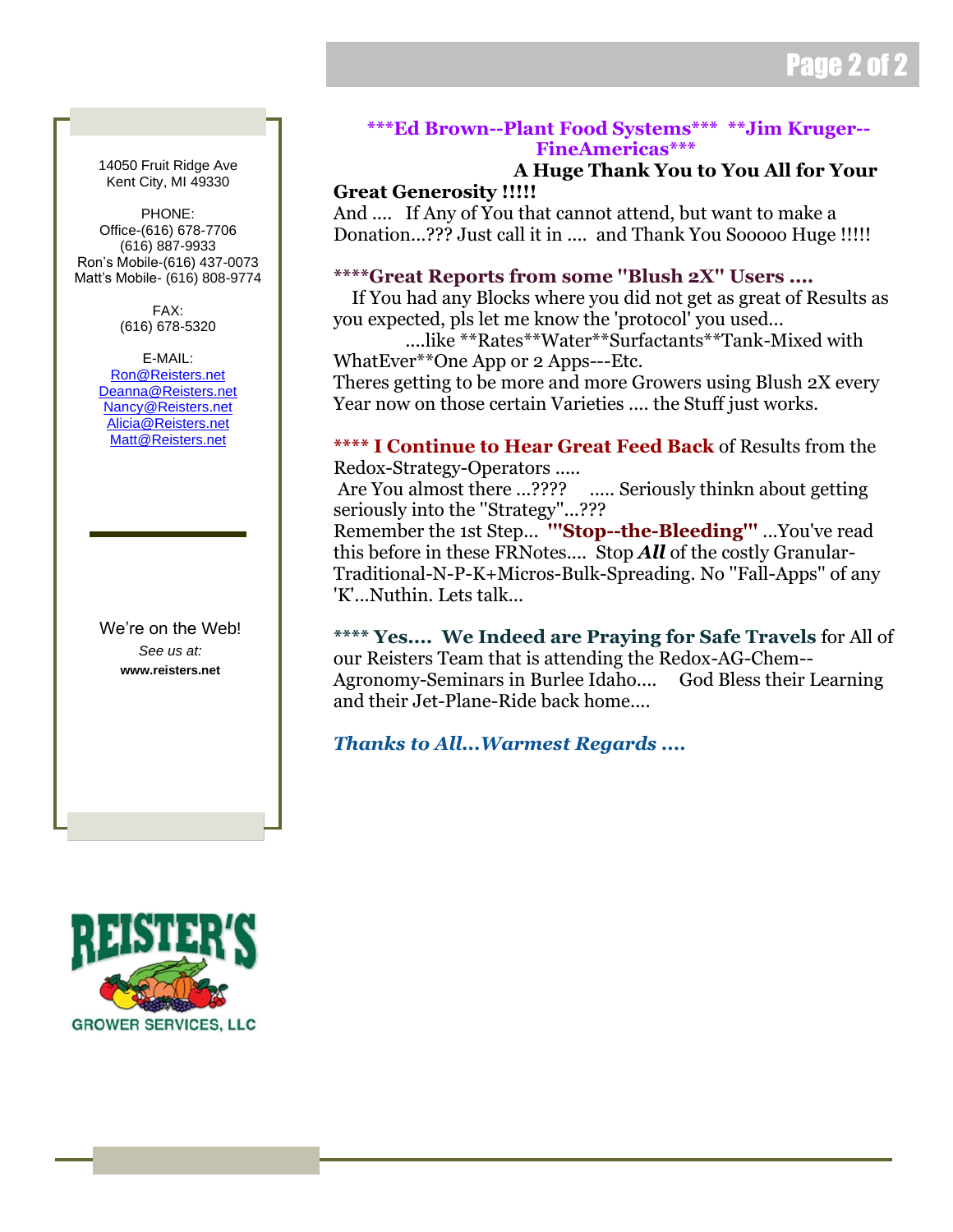14050 Fruit Ridge Ave
Kent City, MI 49330

PHONE:
Office-(616) 678-7706
(616) 887-9933
Ron's Mobile-(616) 437-0073
Matt's Mobile- (616) 808-9774

FAX:
(616) 678-5320

E-MAIL:
Ron@Reisters.net
Deanna@Reisters.net
Nancy@Reisters.net
Alicia@Reisters.net
Matt@Reisters.net

We're on the Web!
*See us at:*
**www.reisters.net**

REISTER'S GROWER SERVICES, LLC

**\*\*\*Ed Brown--Plant Food Systems\*\*\* \*\*Jim Kruger--FineAmericas\*\*\***

**A Huge Thank You to You All for Your Great Generosity !!!!!**

And .... If Any of You that cannot attend, but want to make a Donation...??? Just call it in .... and Thank You Sooooo Huge !!!!!

**\*\*\*\*Great Reports from some "Blush 2X" Users ....**

If You had any Blocks where you did not get as great of Results as you expected, pls let me know the 'protocol' you used...

....like \*\*Rates\*\*Water\*\*Surfactants\*\*Tank-Mixed with WhatEver\*\*One App or 2 Apps---Etc.

Theres getting to be more and more Growers using Blush 2X every Year now on those certain Varieties .... the Stuff just works.

**\*\*\*\* I Continue to Hear Great Feed Back** of Results from the Redox-Strategy-Operators .....

Are You almost there ...???? ..... Seriously thinkn about getting seriously into the "Strategy"...???

Remember the 1st Step... **'"Stop--the-Bleeding"'** ...You've read this before in these FRNotes.... Stop ***All*** of the costly Granular-Traditional-N-P-K+Micros-Bulk-Spreading. No "Fall-Apps" of any 'K'...Nuthin. Lets talk...

**\*\*\*\* Yes.... We Indeed are Praying for Safe Travels** for All of our Reisters Team that is attending the Redox-AG-Chem--Agronomy-Seminars in Burlee Idaho.... God Bless their Learning and their Jet-Plane-Ride back home....

***Thanks to All...Warmest Regards ....***